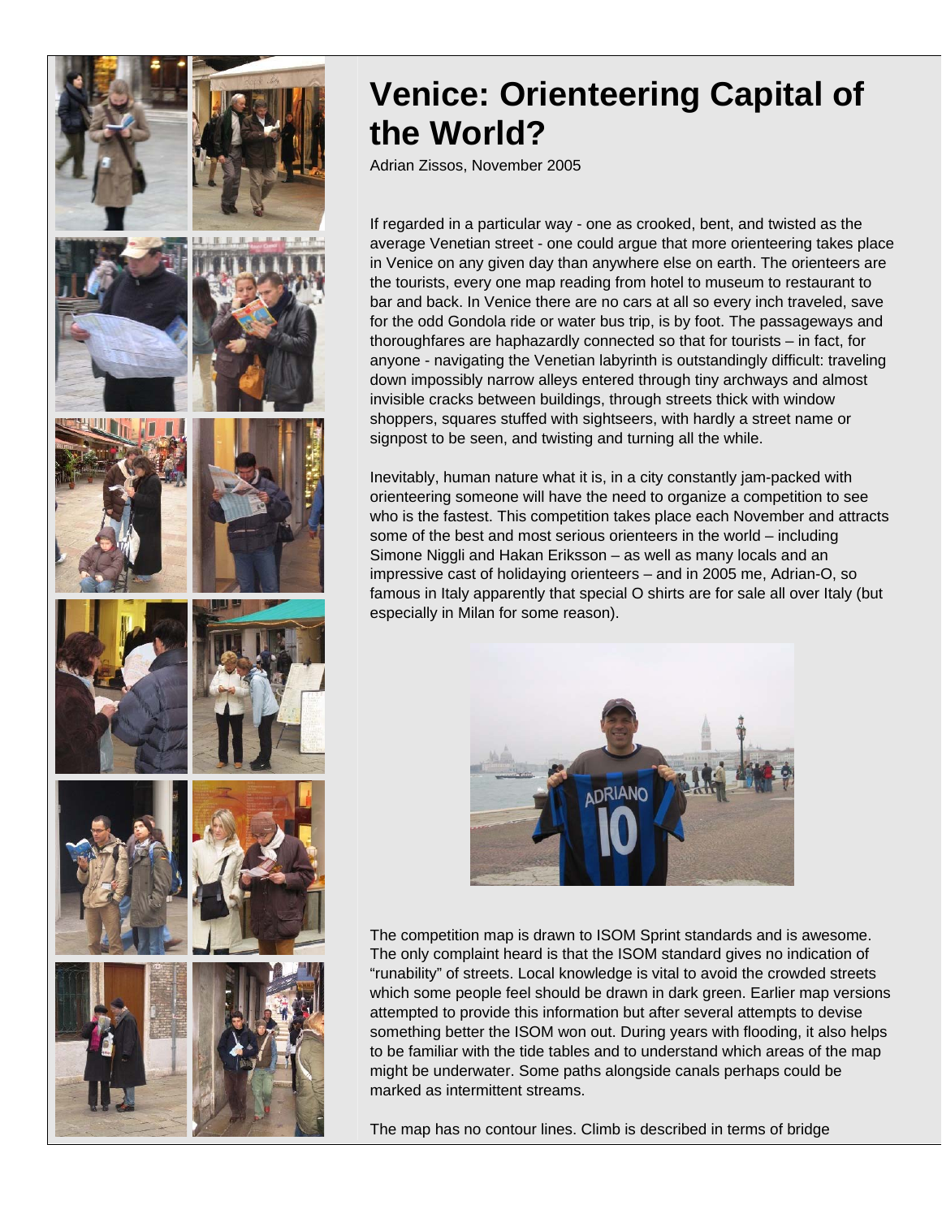# Venice: Orienteering Capital of the World?

Adrian Zissos, November 2005

If regarded in a particular way - one as crooked, bent, and twisted as the average Venetian street - one could argue that more orienteering takes place in Venice on any given day than anywhere else on earth. The orienteers are the tourists, every one map reading from hotel to museum to restaurant to bar and back. In Venice there are no cars at all so every inch traveled, save for the odd Gondola ride or water bus trip, is by foot. The passageways and thoroughfares are haphazardly connected so that for tourists – in fact, for anyone - navigating the Venetian labyrinth is outstandingly difficult: traveling down impossibly narrow alleys entered through tiny archways and almost invisible cracks between buildings, through streets thick with window shoppers, squares stuffed with sightseers, with hardly a street name or signpost to be seen, and twisting and turning all the while.

Inevitably, human nature what it is, in a city constantly jam-packed with orienteering someone will have the need to organize a competition to see who is the fastest. This competition takes place each November and attracts some of the best and most serious orienteers in the world – including Simone Niggli and Hakan Eriksson – as well as many locals and an impressive cast of holidaying orienteers – and in 2005 me, Adrian-O, so famous in Italy apparently that special O shirts are for sale all over Italy (but especially in Milan for some reason).

The competition map is drawn to ISOM Sprint standards and is awesome. The only complaint heard is that the ISOM standard gives no indication of "runability" of streets. Local knowledge is vital to avoid the crowded streets which some people feel should be drawn in dark green. Earlier map versions attempted to provide this information but after several attempts to devise something better the ISOM won out. During years with flooding, it also helps to be familiar with the tide tables and to understand which areas of the map might be underwater. Some paths alongside canals perhaps could be marked as intermittent streams.

The map has no contour lines. Climb is described in terms of bridge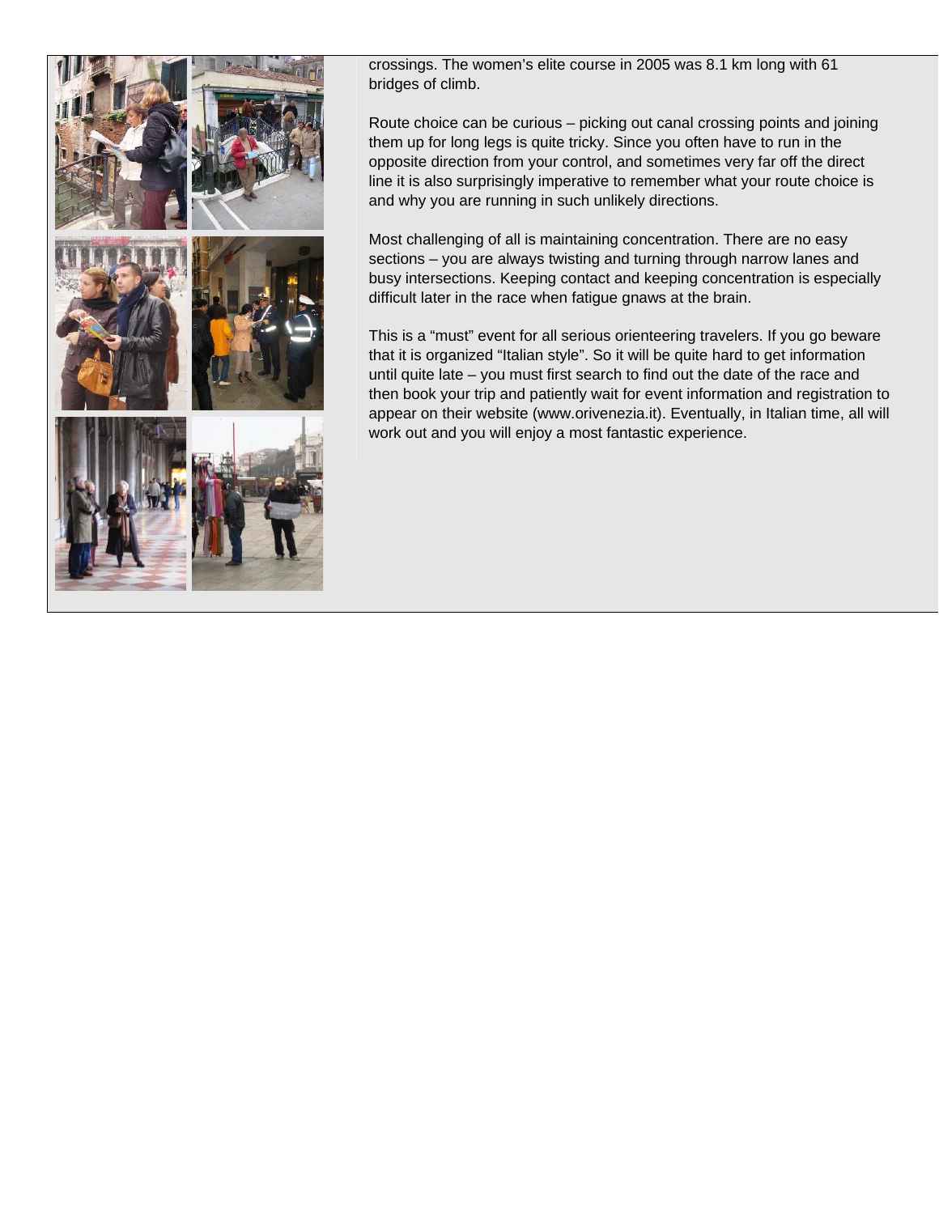crossings. The women's elite course in 2005 was 8.1 km long with 61 bridges of climb.

Route choice can be curious – picking out canal crossing points and joining them up for long legs is quite tricky. Since you often have to run in the opposite direction from your control, and sometimes very far off the direct line it is also surprisingly imperative to remember what your route choice is and why you are running in such unlikely directions.

Most challenging of all is maintaining concentration. There are no easy sections – you are always twisting and turning through narrow lanes and busy intersections. Keeping contact and keeping concentration is especially difficult later in the race when fatigue gnaws at the brain.

This is a "must" event for all serious orienteering travelers. If you go beware that it is organized "Italian style". So it will be quite hard to get information until quite late – you must first search to find out the date of the race and then book your trip and patiently wait for event information and registration to appear on their website (www.orivenezia.it). Eventually, in Italian time, all will work out and you will enjoy a most fantastic experience.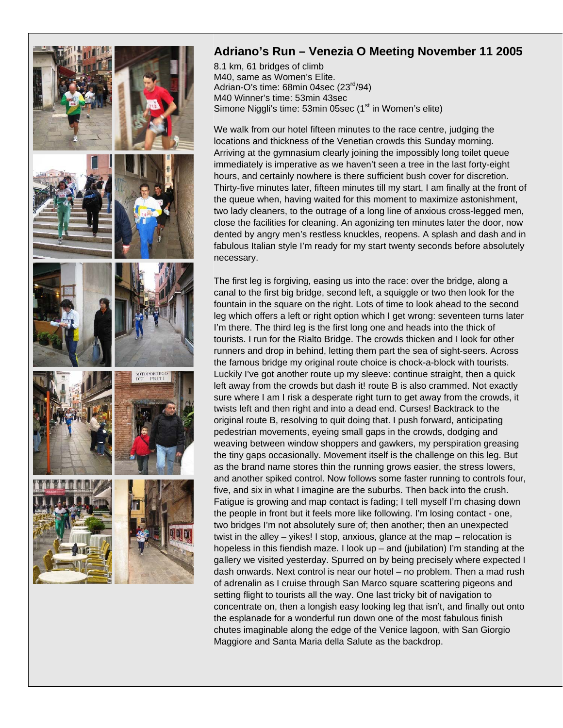## Adriano's Run – Venezia O Meeting November 11 2005

8.1 km, 61 bridges of climb
M40, same as Women's Elite.
Adrian-O's time: 68min 04sec (23rd/94)
M40 Winner's time: 53min 43sec
Simone Niggli's time: 53min 05sec (1st in Women's elite)

We walk from our hotel fifteen minutes to the race centre, judging the locations and thickness of the Venetian crowds this Sunday morning. Arriving at the gymnasium clearly joining the impossibly long toilet queue immediately is imperative as we haven't seen a tree in the last forty-eight hours, and certainly nowhere is there sufficient bush cover for discretion. Thirty-five minutes later, fifteen minutes till my start, I am finally at the front of the queue when, having waited for this moment to maximize astonishment, two lady cleaners, to the outrage of a long line of anxious cross-legged men, close the facilities for cleaning. An agonizing ten minutes later the door, now dented by angry men's restless knuckles, reopens. A splash and dash and in fabulous Italian style I'm ready for my start twenty seconds before absolutely necessary.

The first leg is forgiving, easing us into the race: over the bridge, along a canal to the first big bridge, second left, a squiggle or two then look for the fountain in the square on the right. Lots of time to look ahead to the second leg which offers a left or right option which I get wrong: seventeen turns later I'm there. The third leg is the first long one and heads into the thick of tourists. I run for the Rialto Bridge. The crowds thicken and I look for other runners and drop in behind, letting them part the sea of sight-seers. Across the famous bridge my original route choice is chock-a-block with tourists. Luckily I've got another route up my sleeve: continue straight, then a quick left away from the crowds but dash it! route B is also crammed. Not exactly sure where I am I risk a desperate right turn to get away from the crowds, it twists left and then right and into a dead end. Curses! Backtrack to the original route B, resolving to quit doing that. I push forward, anticipating pedestrian movements, eyeing small gaps in the crowds, dodging and weaving between window shoppers and gawkers, my perspiration greasing the tiny gaps occasionally. Movement itself is the challenge on this leg. But as the brand name stores thin the running grows easier, the stress lowers, and another spiked control. Now follows some faster running to controls four, five, and six in what I imagine are the suburbs. Then back into the crush. Fatigue is growing and map contact is fading; I tell myself I'm chasing down the people in front but it feels more like following. I'm losing contact - one, two bridges I'm not absolutely sure of; then another; then an unexpected twist in the alley – yikes! I stop, anxious, glance at the map – relocation is hopeless in this fiendish maze. I look up – and (jubilation) I'm standing at the gallery we visited yesterday. Spurred on by being precisely where expected I dash onwards. Next control is near our hotel – no problem. Then a mad rush of adrenalin as I cruise through San Marco square scattering pigeons and setting flight to tourists all the way. One last tricky bit of navigation to concentrate on, then a longish easy looking leg that isn't, and finally out onto the esplanade for a wonderful run down one of the most fabulous finish chutes imaginable along the edge of the Venice lagoon, with San Giorgio Maggiore and Santa Maria della Salute as the backdrop.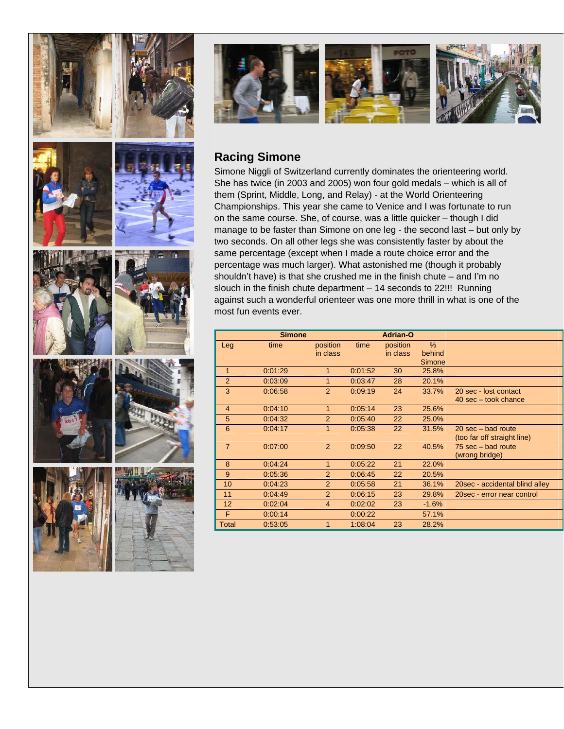## Racing Simone

Simone Niggli of Switzerland currently dominates the orienteering world. She has twice (in 2003 and 2005) won four gold medals – which is all of them (Sprint, Middle, Long, and Relay) - at the World Orienteering Championships. This year she came to Venice and I was fortunate to run on the same course. She, of course, was a little quicker – though I did manage to be faster than Simone on one leg - the second last – but only by two seconds. On all other legs she was consistently faster by about the same percentage (except when I made a route choice error and the percentage was much larger). What astonished me (though it probably shouldn't have) is that she crushed me in the finish chute – and I'm no slouch in the finish chute department – 14 seconds to 22!!! Running against such a wonderful orienteer was one more thrill in what is one of the most fun events ever.

| | Simone | | Adrian-O | | | |
|---|---|---|---|---|---|---|
| Leg | time | position in class | time | position in class | % behind Simone | |
| 1 | 0:01:29 | 1 | 0:01:52 | 30 | 25.8% | |
| 2 | 0:03:09 | 1 | 0:03:47 | 28 | 20.1% | |
| 3 | 0:06:58 | 2 | 0:09:19 | 24 | 33.7% | 20 sec - lost contact 40 sec – took chance |
| 4 | 0:04:10 | 1 | 0:05:14 | 23 | 25.6% | |
| 5 | 0:04:32 | 2 | 0:05:40 | 22 | 25.0% | |
| 6 | 0:04:17 | 1 | 0:05:38 | 22 | 31.5% | 20 sec – bad route (too far off straight line) |
| 7 | 0:07:00 | 2 | 0:09:50 | 22 | 40.5% | 75 sec – bad route (wrong bridge) |
| 8 | 0:04:24 | 1 | 0:05:22 | 21 | 22.0% | |
| 9 | 0:05:36 | 2 | 0:06:45 | 22 | 20.5% | |
| 10 | 0:04:23 | 2 | 0:05:58 | 21 | 36.1% | 20sec - accidental blind alley |
| 11 | 0:04:49 | 2 | 0:06:15 | 23 | 29.8% | 20sec - error near control |
| 12 | 0:02:04 | 4 | 0:02:02 | 23 | -1.6% | |
| F | 0:00:14 | | 0:00:22 | | 57.1% | |
| Total | 0:53:05 | 1 | 1:08:04 | 23 | 28.2% | |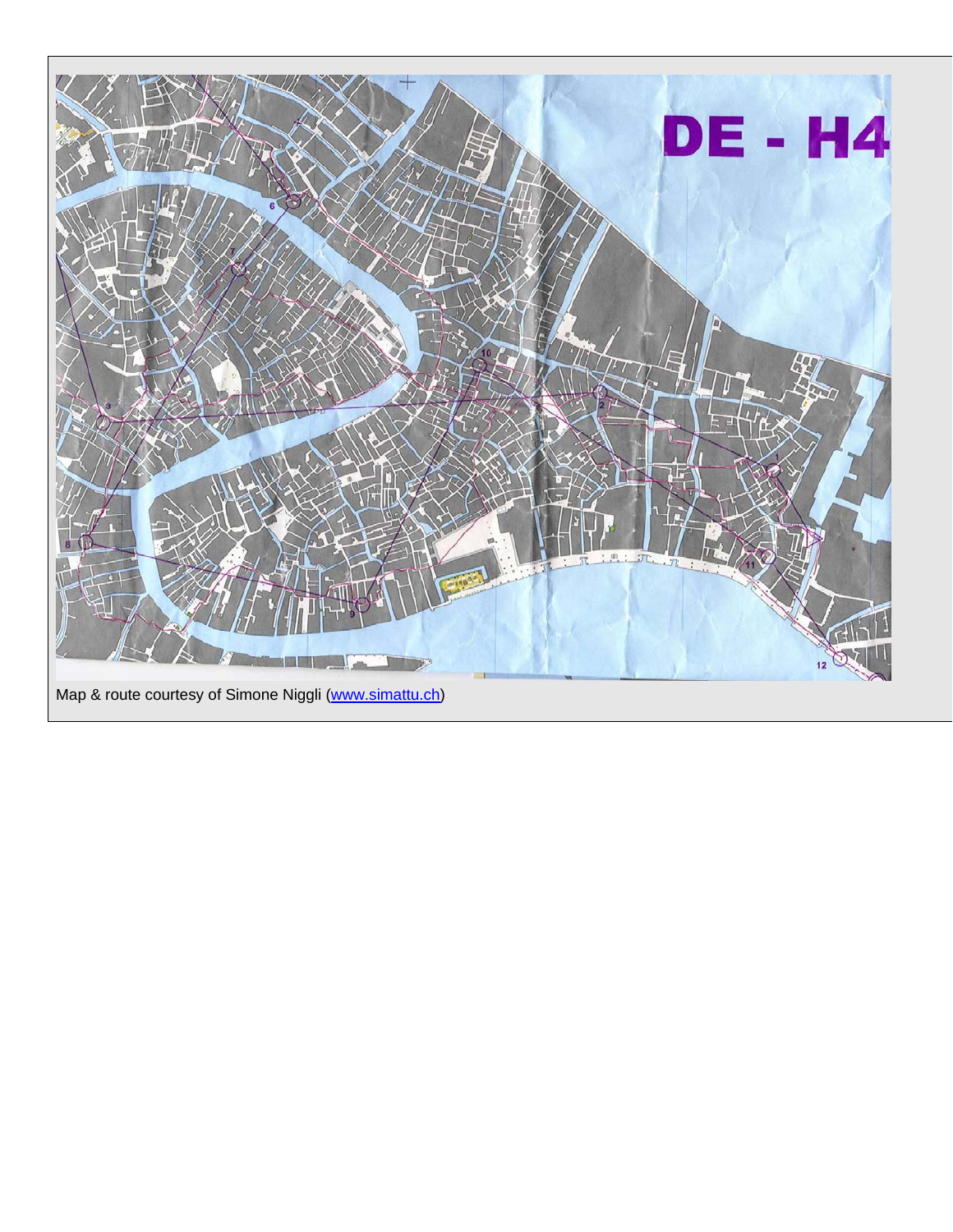Map & route courtesy of Simone Niggli (www.simattu.ch)